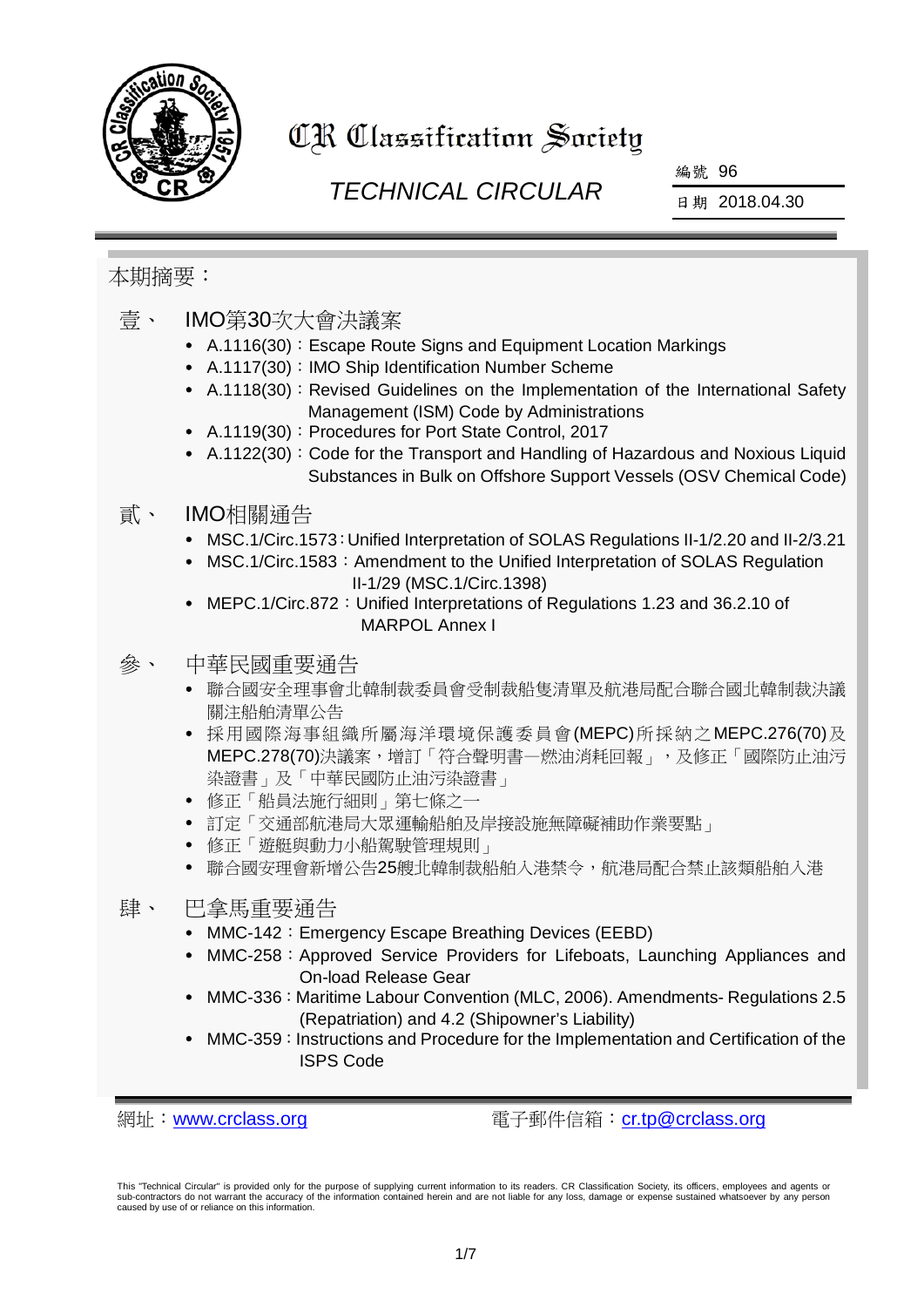# CR Classification Society

## TECHNICAL CIRCULAR

編號 96

日期 2018.04.30

本期摘要：

### 壹、 IMO第30次大會決議案

- A.1116(30)：Escape Route Signs and Equipment Location Markings
- A.1117(30)：IMO Ship Identification Number Scheme
- A.1118(30)：Revised Guidelines on the Implementation of the International Safety Management (ISM) Code by Administrations
- A.1119(30)：Procedures for Port State Control, 2017
- A.1122(30)：Code for the Transport and Handling of Hazardous and Noxious Liquid Substances in Bulk on Offshore Support Vessels (OSV Chemical Code)

### 貳、 IMO相關通告

- MSC.1/Circ.1573：Unified Interpretation of SOLAS Regulations II-1/2.20 and II-2/3.21
- MSC.1/Circ.1583：Amendment to the Unified Interpretation of SOLAS Regulation II-1/29 (MSC.1/Circ.1398)
- MEPC.1/Circ.872：Unified Interpretations of Regulations 1.23 and 36.2.10 of MARPOL Annex I

### 參、 中華民國重要通告

- 聯合國安全理事會北韓制裁委員會受制裁船隻清單及航港局配合聯合國北韓制裁決議關注船舶清單公告
- 採用國際海事組織所屬海洋環境保護委員會(MEPC)所採納之MEPC.276(70)及MEPC.278(70)決議案，增訂「符合聲明書—燃油消耗回報」，及修正「國際防止油污染證書」及「中華民國防止油污染證書」
- 修正「船員法施行細則」第七條之一
- 訂定「交通部航港局大眾運輸船舶及岸接設施無障礙補助作業要點」
- 修正「遊艇與動力小船駕駛管理規則」
- 聯合國安理會新增公告25艘北韓制裁船舶入港禁令，航港局配合禁止該類船舶入港

### 肆、 巴拿馬重要通告

- MMC-142：Emergency Escape Breathing Devices (EEBD)
- MMC-258：Approved Service Providers for Lifeboats, Launching Appliances and On-load Release Gear
- MMC-336：Maritime Labour Convention (MLC, 2006). Amendments- Regulations 2.5 (Repatriation) and 4.2 (Shipowner's Liability)
- MMC-359：Instructions and Procedure for the Implementation and Certification of the ISPS Code

網址：www.crclass.org　　　　電子郵件信箱：cr.tp@crclass.org

This "Technical Circular" is provided only for the purpose of supplying current information to its readers. CR Classification Society, its officers, employees and agents or sub-contractors do not warrant the accuracy of the information contained herein and are not liable for any loss, damage or expense sustained whatsoever by any person caused by use of or reliance on this information.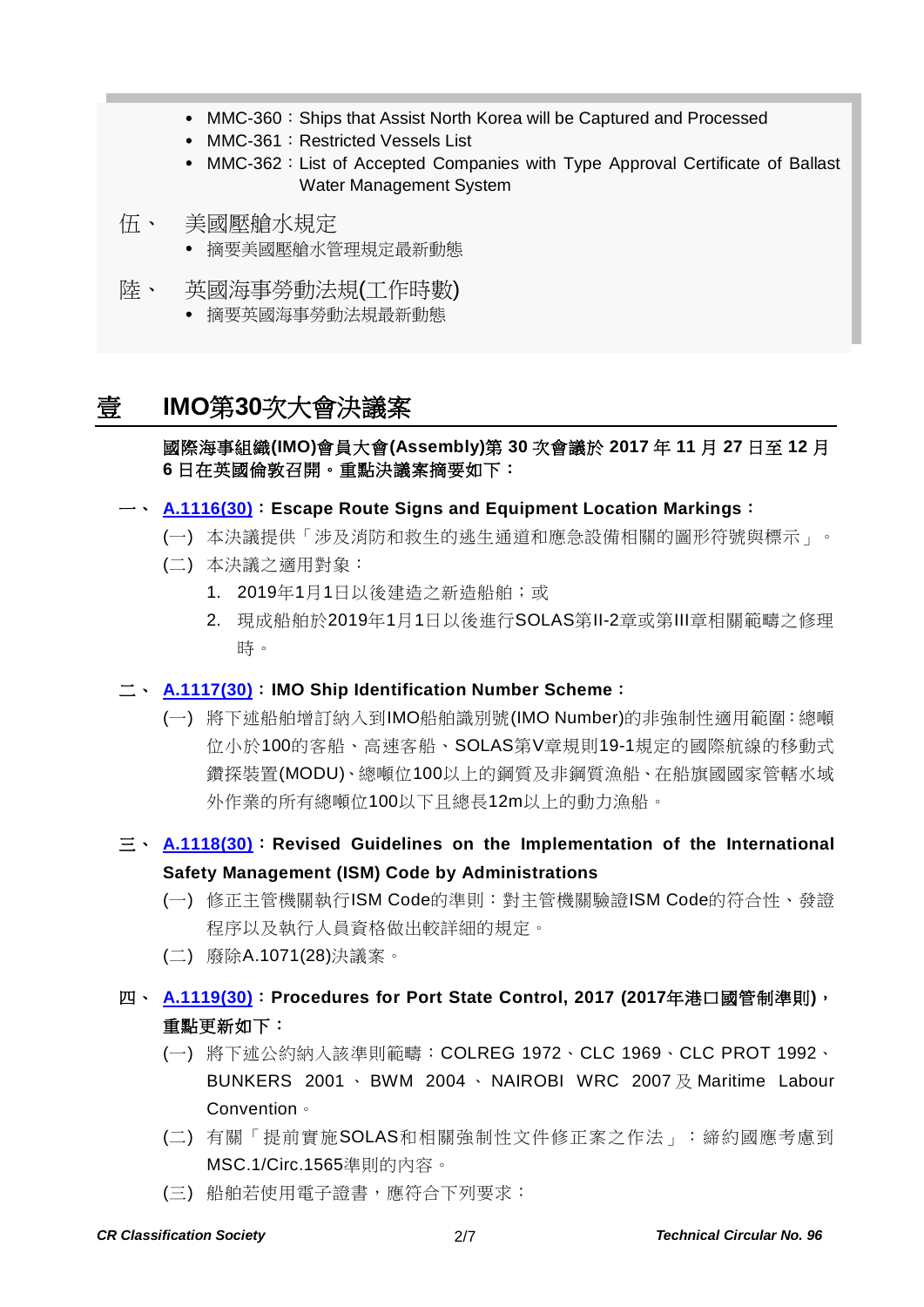- MMC-360：Ships that Assist North Korea will be Captured and Processed
- MMC-361：Restricted Vessels List
- MMC-362：List of Accepted Companies with Type Approval Certificate of Ballast Water Management System

伍、 美國壓艙水規定

- 摘要美國壓艙水管理規定最新動態

陸、 英國海事勞動法規(工作時數)

- 摘要英國海事勞動法規最新動態

# 壹 IMO第30次大會決議案

**國際海事組織(IMO)會員大會(Assembly)第 30 次會議於 2017 年 11 月 27 日至 12 月 6 日在英國倫敦召開。重點決議案摘要如下：**

**一、 A.1116(30)：Escape Route Signs and Equipment Location Markings：**

(一) 本決議提供「涉及消防和救生的逃生通道和應急設備相關的圖形符號與標示」。

(二) 本決議之適用對象：

1. 2019年1月1日以後建造之新造船舶；或
2. 現成船舶於2019年1月1日以後進行SOLAS第II-2章或第III章相關範疇之修理時。

**二、 A.1117(30)：IMO Ship Identification Number Scheme：**

(一) 將下述船舶增訂納入到IMO船舶識別號(IMO Number)的非強制性適用範圍：總噸位小於100的客船、高速客船、SOLAS第V章規則19-1規定的國際航線的移動式鑽探裝置(MODU)、總噸位100以上的鋼質及非鋼質漁船、在船旗國國家管轄水域外作業的所有總噸位100以下且總長12m以上的動力漁船。

**三、 A.1118(30)：Revised Guidelines on the Implementation of the International Safety Management (ISM) Code by Administrations**

(一) 修正主管機關執行ISM Code的準則：對主管機關驗證ISM Code的符合性、發證程序以及執行人員資格做出較詳細的規定。

(二) 廢除A.1071(28)決議案。

**四、 A.1119(30)：Procedures for Port State Control, 2017 (2017年港口國管制準則)，重點更新如下：**

(一) 將下述公約納入該準則範疇：COLREG 1972、CLC 1969、CLC PROT 1992、BUNKERS 2001、BWM 2004、NAIROBI WRC 2007及Maritime Labour Convention。

(二) 有關「提前實施SOLAS和相關強制性文件修正案之作法」：締約國應考慮到MSC.1/Circ.1565準則的內容。

(三) 船舶若使用電子證書，應符合下列要求：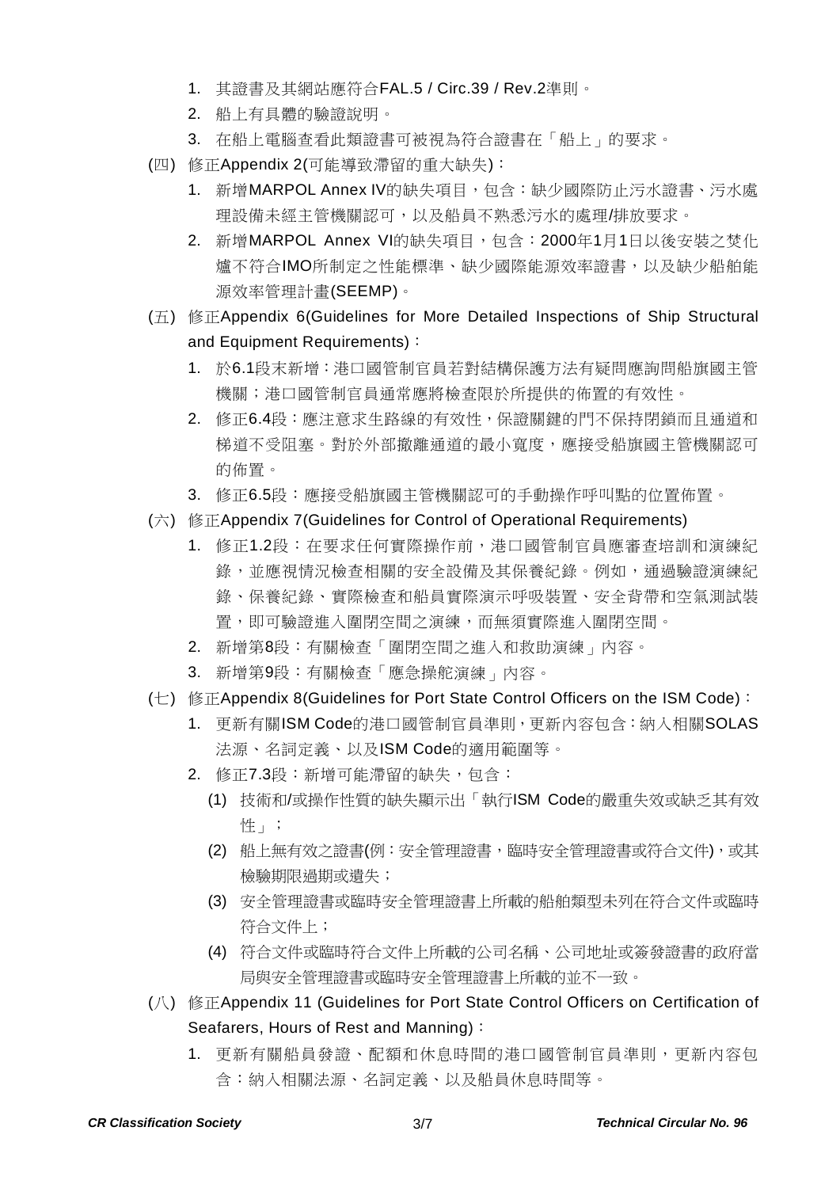1. 其證書及其網站應符合FAL.5 / Circ.39 / Rev.2準則。
2. 船上有具體的驗證說明。
3. 在船上電腦查看此類證書可被視為符合證書在「船上」的要求。

(四) 修正Appendix 2(可能導致滯留的重大缺失)：

1. 新增MARPOL Annex IV的缺失項目，包含：缺少國際防止污水證書、污水處理設備未經主管機關認可，以及船員不熟悉污水的處理/排放要求。
2. 新增MARPOL Annex VI的缺失項目，包含：2000年1月1日以後安裝之焚化爐不符合IMO所制定之性能標準、缺少國際能源效率證書，以及缺少船舶能源效率管理計畫(SEEMP)。

(五) 修正Appendix 6(Guidelines for More Detailed Inspections of Ship Structural and Equipment Requirements)：

1. 於6.1段末新增：港口國管制官員若對結構保護方法有疑問應詢問船旗國主管機關；港口國管制官員通常應將檢查限於所提供的佈置的有效性。
2. 修正6.4段：應注意求生路線的有效性，保證關鍵的門不保持閉鎖而且通道和梯道不受阻塞。對於外部撤離通道的最小寬度，應接受船旗國主管機關認可的佈置。
3. 修正6.5段：應接受船旗國主管機關認可的手動操作呼叫點的位置佈置。

(六) 修正Appendix 7(Guidelines for Control of Operational Requirements)

1. 修正1.2段：在要求任何實際操作前，港口國管制官員應審查培訓和演練紀錄，並應視情況檢查相關的安全設備及其保養紀錄。例如，通過驗證演練紀錄、保養紀錄、實際檢查和船員實際演示呼吸裝置、安全背帶和空氣測試裝置，即可驗證進入圍閉空間之演練，而無須實際進入圍閉空間。
2. 新增第8段：有關檢查「圍閉空間之進入和救助演練」內容。
3. 新增第9段：有關檢查「應急操舵演練」內容。

(七) 修正Appendix 8(Guidelines for Port State Control Officers on the ISM Code)：

1. 更新有關ISM Code的港口國管制官員準則，更新內容包含：納入相關SOLAS法源、名詞定義、以及ISM Code的適用範圍等。
2. 修正7.3段：新增可能滯留的缺失，包含：
   (1) 技術和/或操作性質的缺失顯示出「執行ISM Code的嚴重失效或缺乏其有效性」；
   (2) 船上無有效之證書(例：安全管理證書，臨時安全管理證書或符合文件)，或其檢驗期限過期或遺失；
   (3) 安全管理證書或臨時安全管理證書上所載的船舶類型未列在符合文件或臨時符合文件上；
   (4) 符合文件或臨時符合文件上所載的公司名稱、公司地址或簽發證書的政府當局與安全管理證書或臨時安全管理證書上所載的並不一致。

(八) 修正Appendix 11 (Guidelines for Port State Control Officers on Certification of Seafarers, Hours of Rest and Manning)：

1. 更新有關船員發證、配額和休息時間的港口國管制官員準則，更新內容包含：納入相關法源、名詞定義、以及船員休息時間等。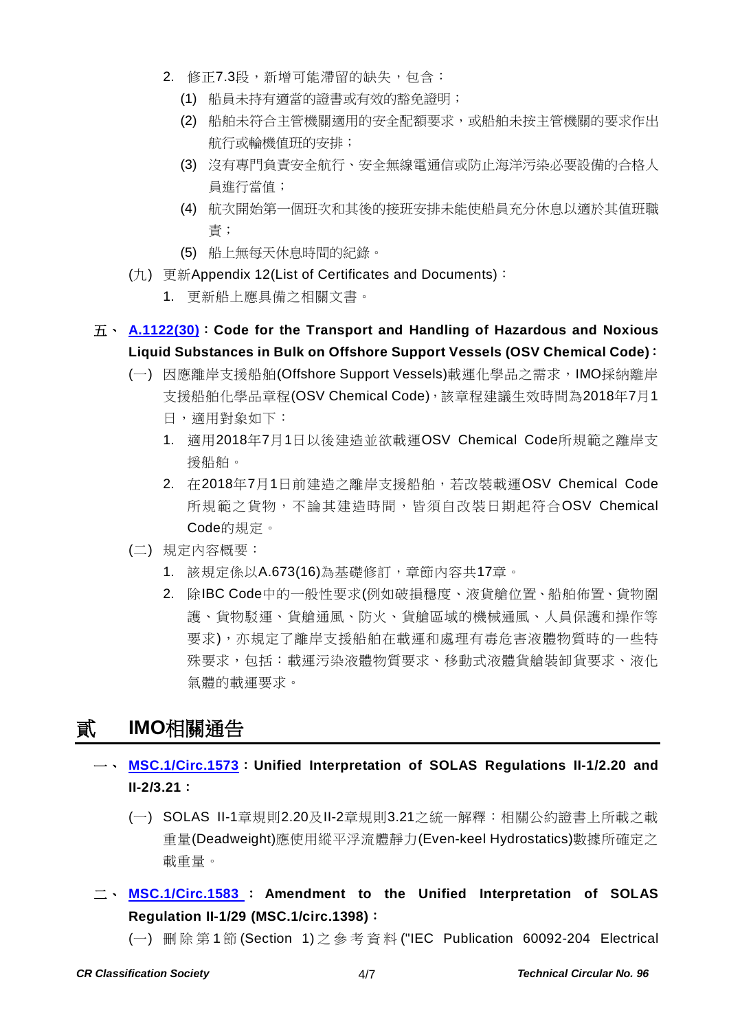2. 修正7.3段，新增可能滯留的缺失，包含：
   (1) 船員未持有適當的證書或有效的豁免證明；
   (2) 船舶未符合主管機關適用的安全配額要求，或船舶未按主管機關的要求作出航行或輪機值班的安排；
   (3) 沒有專門負責安全航行、安全無線電通信或防止海洋污染必要設備的合格人員進行當值；
   (4) 航次開始第一個班次和其後的接班安排未能使船員充分休息以適於其值班職責；
   (5) 船上無每天休息時間的紀錄。

(九) 更新Appendix 12(List of Certificates and Documents)：

1. 更新船上應具備之相關文書。

## 五、 A.1122(30)：Code for the Transport and Handling of Hazardous and Noxious Liquid Substances in Bulk on Offshore Support Vessels (OSV Chemical Code)：

(一) 因應離岸支援船舶(Offshore Support Vessels)載運化學品之需求，IMO採納離岸支援船舶化學品章程(OSV Chemical Code)，該章程建議生效時間為2018年7月1日，適用對象如下：

1. 適用2018年7月1日以後建造並欲載運OSV Chemical Code所規範之離岸支援船舶。
2. 在2018年7月1日前建造之離岸支援船舶，若改裝載運OSV Chemical Code所規範之貨物，不論其建造時間，皆須自改裝日期起符合OSV Chemical Code的規定。

(二) 規定內容概要：

1. 該規定係以A.673(16)為基礎修訂，章節內容共17章。
2. 除IBC Code中的一般性要求(例如破損穩度、液貨艙位置、船舶佈置、貨物圍護、貨物駁運、貨艙通風、防火、貨艙區域的機械通風、人員保護和操作等要求)，亦規定了離岸支援船舶在載運和處理有毒危害液體物質時的一些特殊要求，包括：載運污染液體物質要求、移動式液體貨艙裝卸貨要求、液化氣體的載運要求。

# 貳 IMO相關通告

## 一、 MSC.1/Circ.1573：Unified Interpretation of SOLAS Regulations II-1/2.20 and II-2/3.21：

(一) SOLAS II-1章規則2.20及II-2章規則3.21之統一解釋：相關公約證書上所載之載重量(Deadweight)應使用縱平浮流體靜力(Even-keel Hydrostatics)數據所確定之載重量。

## 二、 MSC.1/Circ.1583：Amendment to the Unified Interpretation of SOLAS Regulation II-1/29 (MSC.1/circ.1398)：

(一) 刪除第1節(Section 1)之參考資料("IEC Publication 60092-204 Electrical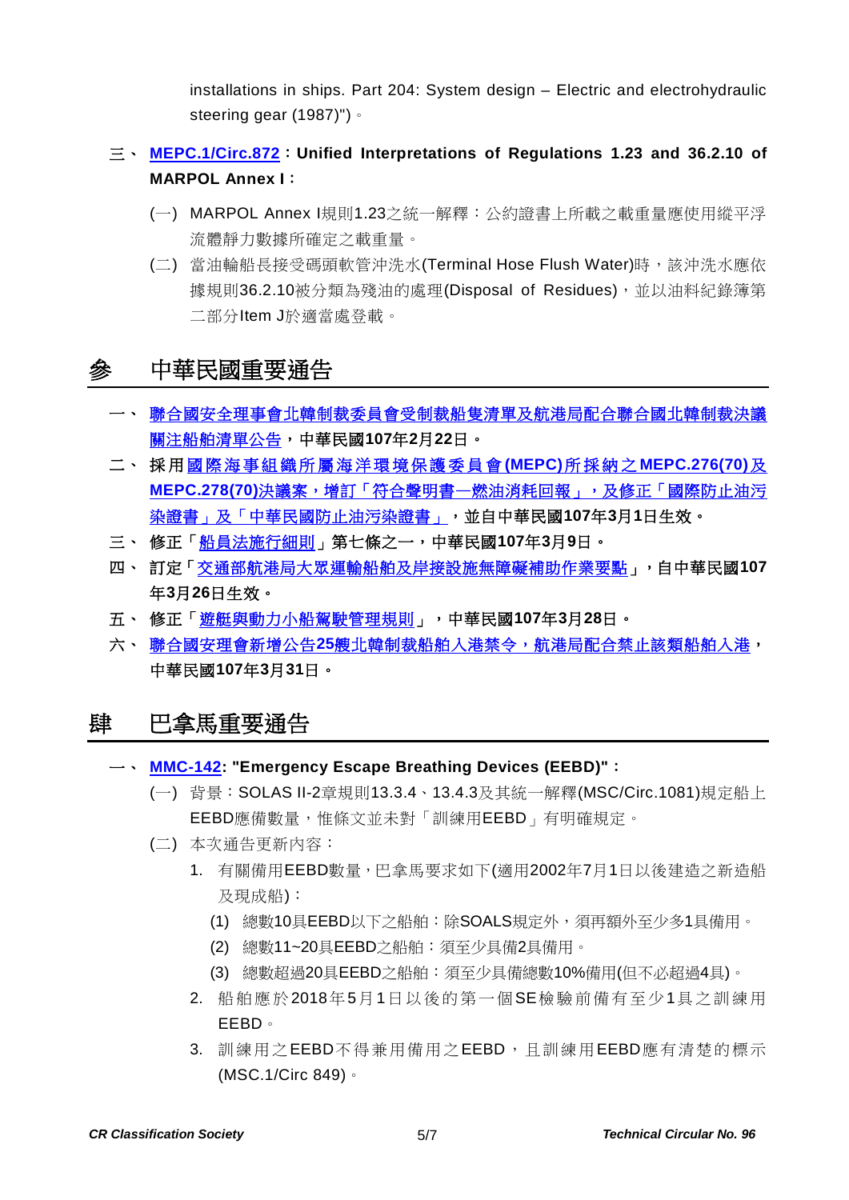installations in ships. Part 204: System design – Electric and electrohydraulic steering gear (1987")。

三、 **MEPC.1/Circ.872：Unified Interpretations of Regulations 1.23 and 36.2.10 of MARPOL Annex I：**

(一) MARPOL Annex I規則1.23之統一解釋：公約證書上所載之載重量應使用縱平浮流體靜力數據所確定之載重量。

(二) 當油輪船長接受碼頭軟管沖洗水(Terminal Hose Flush Water)時，該沖洗水應依據規則36.2.10被分類為殘油的處理(Disposal of Residues)，並以油料紀錄簿第二部分Item J於適當處登載。

# 參　中華民國重要通告

一、 **聯合國安全理事會北韓制裁委員會受制裁船隻清單及航港局配合聯合國北韓制裁決議關注船舶清單公告，中華民國107年2月22日。**

二、 **採用國際海事組織所屬海洋環境保護委員會(MEPC)所採納之MEPC.276(70)及MEPC.278(70)決議案，增訂「符合聲明書─燃油消耗回報」，及修正「國際防止油污染證書」及「中華民國防止油污染證書」，並自中華民國107年3月1日生效。**

三、 **修正「船員法施行細則」第七條之一，中華民國107年3月9日。**

四、 **訂定「交通部航港局大眾運輸船舶及岸接設施無障礙補助作業要點」，自中華民國107年3月26日生效。**

五、 **修正「遊艇與動力小船駕駛管理規則」，中華民國107年3月28日。**

六、 **聯合國安理會新增公告25艘北韓制裁船舶入港禁令，航港局配合禁止該類船舶入港，中華民國107年3月31日。**

# 肆　巴拿馬重要通告

一、 **MMC-142: "Emergency Escape Breathing Devices (EEBD)"：**

(一) 背景：SOLAS II-2章規則13.3.4、13.4.3及其統一解釋(MSC/Circ.1081)規定船上EEBD應備數量，惟條文並未對「訓練用EEBD」有明確規定。

(二) 本次通告更新內容：

1. 有關備用EEBD數量，巴拿馬要求如下(適用2002年7月1日以後建造之新造船及現成船)：
   (1) 總數10具EEBD以下之船舶：除SOALS規定外，須再額外至少多1具備用。
   (2) 總數11~20具EEBD之船舶：須至少具備2具備用。
   (3) 總數超過20具EEBD之船舶：須至少具備總數10%備用(但不必超過4具)。
2. 船舶應於2018年5月1日以後的第一個SE檢驗前備有至少1具之訓練用EEBD。
3. 訓練用之EEBD不得兼用備用之EEBD，且訓練用EEBD應有清楚的標示(MSC.1/Circ 849)。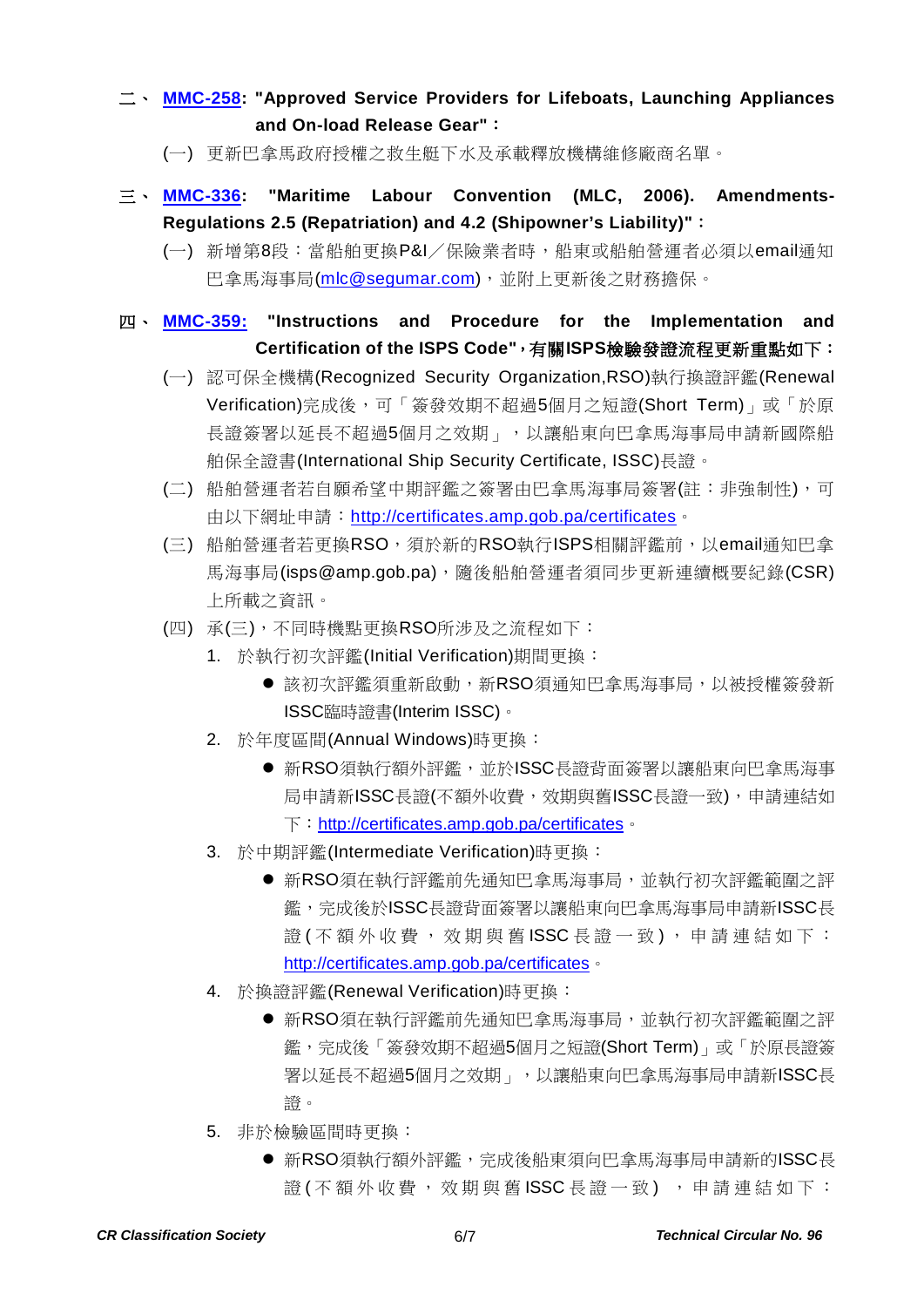二、 **[MMC-258](MMC-258): "Approved Service Providers for Lifeboats, Launching Appliances and On-load Release Gear"：**

(一) 更新巴拿馬政府授權之救生艇下水及承載釋放機構維修廠商名單。

三、 **[MMC-336](MMC-336): "Maritime Labour Convention (MLC, 2006). Amendments-Regulations 2.5 (Repatriation) and 4.2 (Shipowner's Liability)"：**

(一) 新增第8段：當船舶更換P&I／保險業者時，船東或船舶營運者必須以email通知巴拿馬海事局(mlc@segumar.com)，並附上更新後之財務擔保。

四、 **[MMC-359](MMC-359): "Instructions and Procedure for the Implementation and Certification of the ISPS Code"，有關ISPS檢驗發證流程更新重點如下：**

(一) 認可保全機構(Recognized Security Organization,RSO)執行換證評鑑(Renewal Verification)完成後，可「簽發效期不超過5個月之短證(Short Term)」或「於原長證簽署以延長不超過5個月之效期」，以讓船東向巴拿馬海事局申請新國際船舶保全證書(International Ship Security Certificate, ISSC)長證。

(二) 船舶營運者若自願希望中期評鑑之簽署由巴拿馬海事局簽署(註：非強制性)，可由以下網址申請：http://certificates.amp.gob.pa/certificates。

(三) 船舶營運者若更換RSO，須於新的RSO執行ISPS相關評鑑前，以email通知巴拿馬海事局(isps@amp.gob.pa)，隨後船舶營運者須同步更新連續概要紀錄(CSR)上所載之資訊。

(四) 承(三)，不同時機點更換RSO所涉及之流程如下：

1. 於執行初次評鑑(Initial Verification)期間更換：
   - 該初次評鑑須重新啟動，新RSO須通知巴拿馬海事局，以被授權簽發新ISSC臨時證書(Interim ISSC)。
2. 於年度區間(Annual Windows)時更換：
   - 新RSO須執行額外評鑑，並於ISSC長證背面簽署以讓船東向巴拿馬海事局申請新ISSC長證(不額外收費，效期與舊ISSC長證一致)，申請連結如下：http://certificates.amp.gob.pa/certificates。
3. 於中期評鑑(Intermediate Verification)時更換：
   - 新RSO須在執行評鑑前先通知巴拿馬海事局，並執行初次評鑑範圍之評鑑，完成後於ISSC長證背面簽署以讓船東向巴拿馬海事局申請新ISSC長證(不額外收費，效期與舊ISSC長證一致)，申請連結如下：http://certificates.amp.gob.pa/certificates。
4. 於換證評鑑(Renewal Verification)時更換：
   - 新RSO須在執行評鑑前先通知巴拿馬海事局，並執行初次評鑑範圍之評鑑，完成後「簽發效期不超過5個月之短證(Short Term)」或「於原長證簽署以延長不超過5個月之效期」，以讓船東向巴拿馬海事局申請新ISSC長證。
5. 非於檢驗區間時更換：
   - 新RSO須執行額外評鑑，完成後船東須向巴拿馬海事局申請新的ISSC長證(不額外收費，效期與舊ISSC長證一致)，申請連結如下：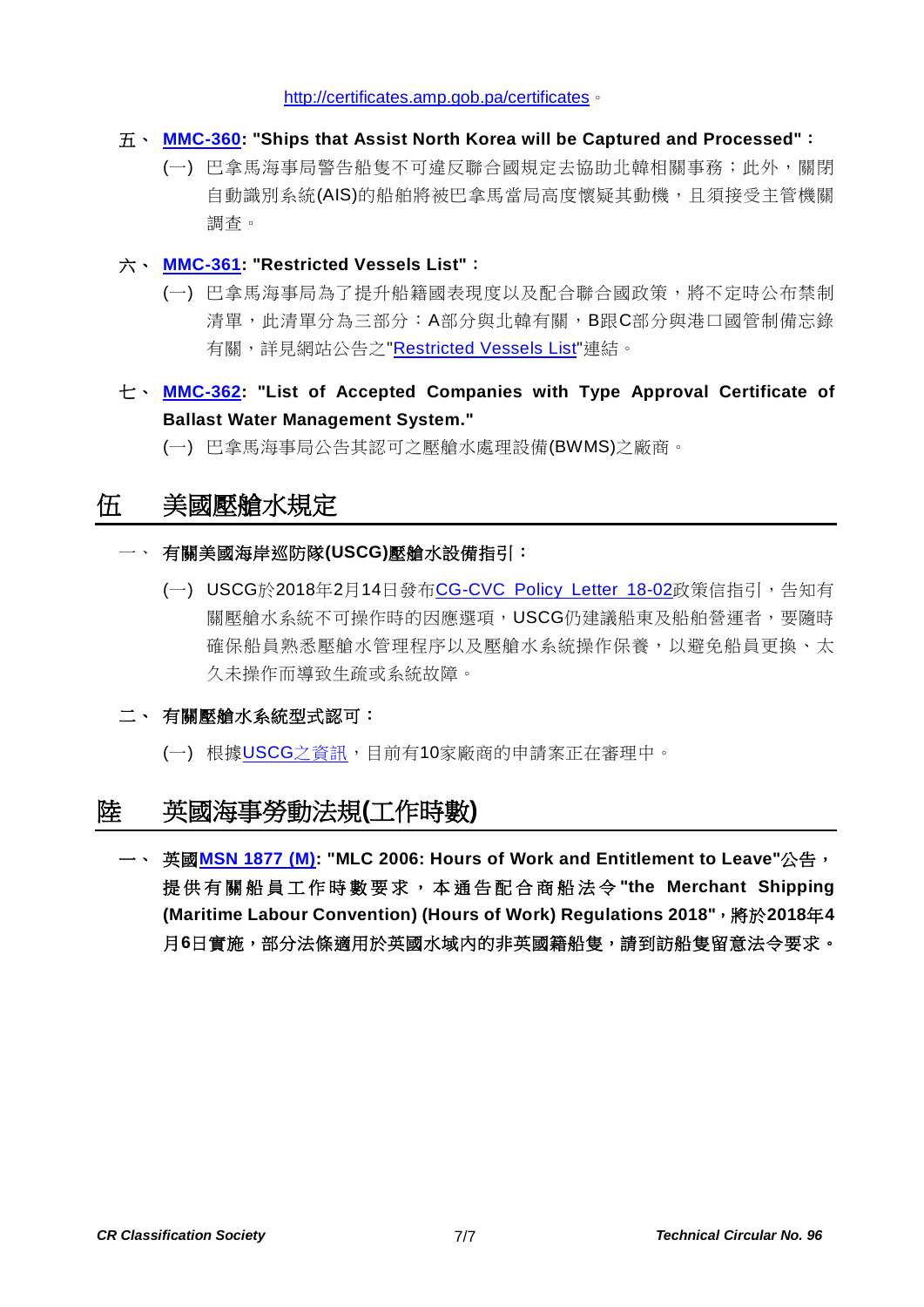http://certificates.amp.gob.pa/certificates。

五、 **MMC-360: "Ships that Assist North Korea will be Captured and Processed"：**

(一) 巴拿馬海事局警告船隻不可違反聯合國規定去協助北韓相關事務；此外，關閉自動識別系統(AIS)的船舶將被巴拿馬當局高度懷疑其動機，且須接受主管機關調查。

六、 **MMC-361: "Restricted Vessels List"：**

(一) 巴拿馬海事局為了提升船籍國表現度以及配合聯合國政策，將不定時公布禁制清單，此清單分為三部分：A部分與北韓有關，B跟C部分與港口國管制備忘錄有關，詳見網站公告之"Restricted Vessels List"連結。

七、 **MMC-362: "List of Accepted Companies with Type Approval Certificate of Ballast Water Management System."**

(一) 巴拿馬海事局公告其認可之壓艙水處理設備(BWMS)之廠商。

# 伍 美國壓艙水規定

一、 **有關美國海岸巡防隊(USCG)壓艙水設備指引：**

(一) USCG於2018年2月14日發布CG-CVC Policy Letter 18-02政策信指引，告知有關壓艙水系統不可操作時的因應選項，USCG仍建議船東及船舶營運者，要隨時確保船員熟悉壓艙水管理程序以及壓艙水系統操作保養，以避免船員更換、太久未操作而導致生疏或系統故障。

二、 **有關壓艙水系統型式認可：**

(一) 根據USCG之資訊，目前有10家廠商的申請案正在審理中。

# 陸 英國海事勞動法規(工作時數)

一、 **英國MSN 1877 (M): "MLC 2006: Hours of Work and Entitlement to Leave"公告，提供有關船員工作時數要求，本通告配合商船法令"the Merchant Shipping (Maritime Labour Convention) (Hours of Work) Regulations 2018"，將於2018年4月6日實施，部分法條適用於英國水域內的非英國籍船隻，請到訪船隻留意法令要求。**